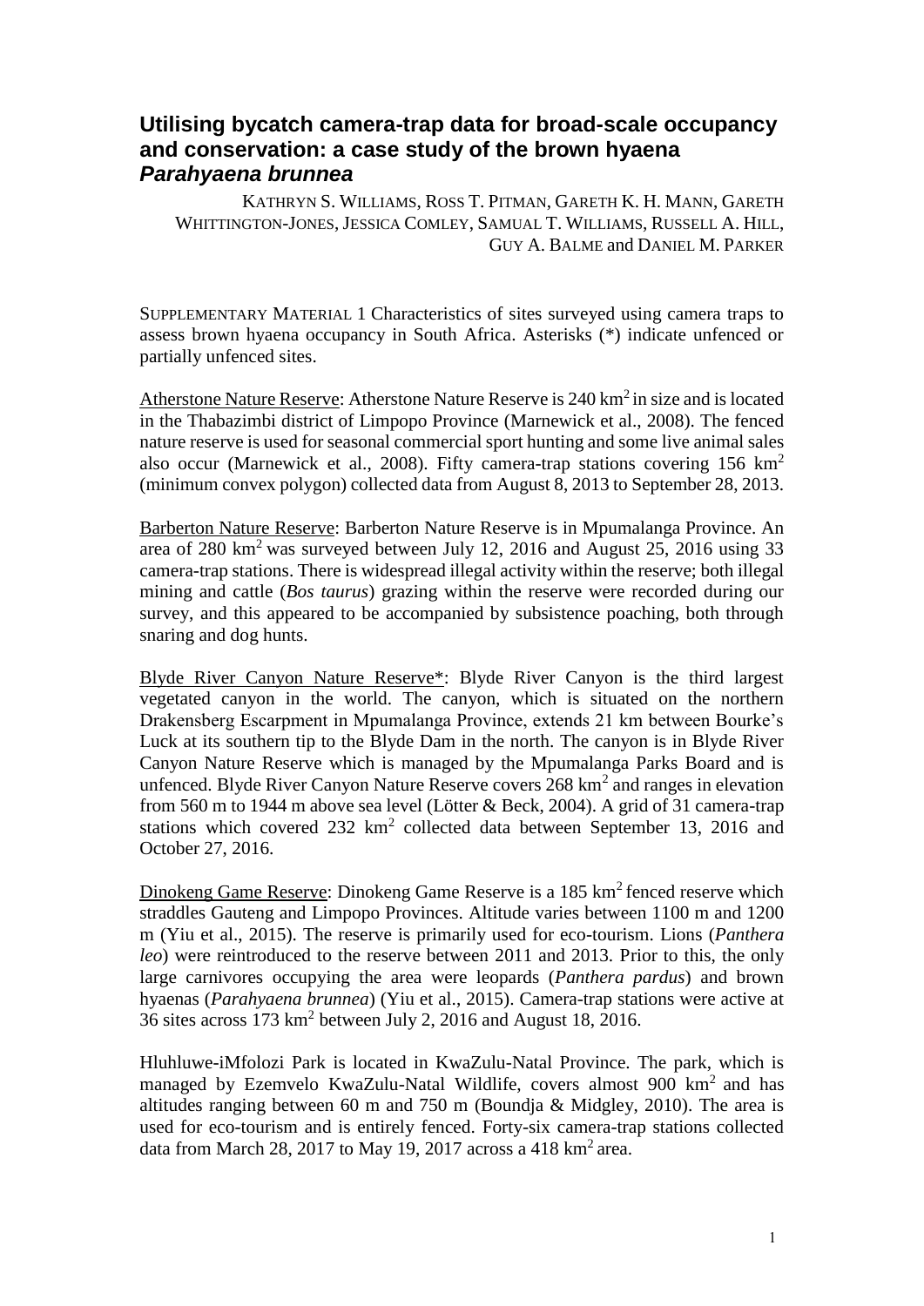# Utilising bycatch camera-trap data for broad-scale occupancy and conservation: a case study of the brown hyaena *Parahyaena brunnea*

KATHRYN S. WILLIAMS, ROSS T. PITMAN, GARETH K. H. MANN, GARETH WHITTINGTON-JONES, JESSICA COMLEY, SAMUAL T. WILLIAMS, RUSSELL A. HILL, GUY A. BALME and DANIEL M. PARKER

SUPPLEMENTARY MATERIAL 1 Characteristics of sites surveyed using camera traps to assess brown hyaena occupancy in South Africa. Asterisks (*) indicate unfenced or partially unfenced sites.

Atherstone Nature Reserve: Atherstone Nature Reserve is 240 km$^2$ in size and is located in the Thabazimbi district of Limpopo Province (Marnewick et al., 2008). The fenced nature reserve is used for seasonal commercial sport hunting and some live animal sales also occur (Marnewick et al., 2008). Fifty camera-trap stations covering 156 km$^2$ (minimum convex polygon) collected data from August 8, 2013 to September 28, 2013.

Barberton Nature Reserve: Barberton Nature Reserve is in Mpumalanga Province. An area of 280 km$^2$ was surveyed between July 12, 2016 and August 25, 2016 using 33 camera-trap stations. There is widespread illegal activity within the reserve; both illegal mining and cattle (*Bos taurus*) grazing within the reserve were recorded during our survey, and this appeared to be accompanied by subsistence poaching, both through snaring and dog hunts.

Blyde River Canyon Nature Reserve*: Blyde River Canyon is the third largest vegetated canyon in the world. The canyon, which is situated on the northern Drakensberg Escarpment in Mpumalanga Province, extends 21 km between Bourke's Luck at its southern tip to the Blyde Dam in the north. The canyon is in Blyde River Canyon Nature Reserve which is managed by the Mpumalanga Parks Board and is unfenced. Blyde River Canyon Nature Reserve covers 268 km$^2$ and ranges in elevation from 560 m to 1944 m above sea level (Lötter & Beck, 2004). A grid of 31 camera-trap stations which covered 232 km$^2$ collected data between September 13, 2016 and October 27, 2016.

Dinokeng Game Reserve: Dinokeng Game Reserve is a 185 km$^2$ fenced reserve which straddles Gauteng and Limpopo Provinces. Altitude varies between 1100 m and 1200 m (Yiu et al., 2015). The reserve is primarily used for eco-tourism. Lions (*Panthera leo*) were reintroduced to the reserve between 2011 and 2013. Prior to this, the only large carnivores occupying the area were leopards (*Panthera pardus*) and brown hyaenas (*Parahyaena brunnea*) (Yiu et al., 2015). Camera-trap stations were active at 36 sites across 173 km$^2$ between July 2, 2016 and August 18, 2016.

Hluhluwe-iMfolozi Park is located in KwaZulu-Natal Province. The park, which is managed by Ezemvelo KwaZulu-Natal Wildlife, covers almost 900 km$^2$ and has altitudes ranging between 60 m and 750 m (Boundja & Midgley, 2010). The area is used for eco-tourism and is entirely fenced. Forty-six camera-trap stations collected data from March 28, 2017 to May 19, 2017 across a 418 km$^2$ area.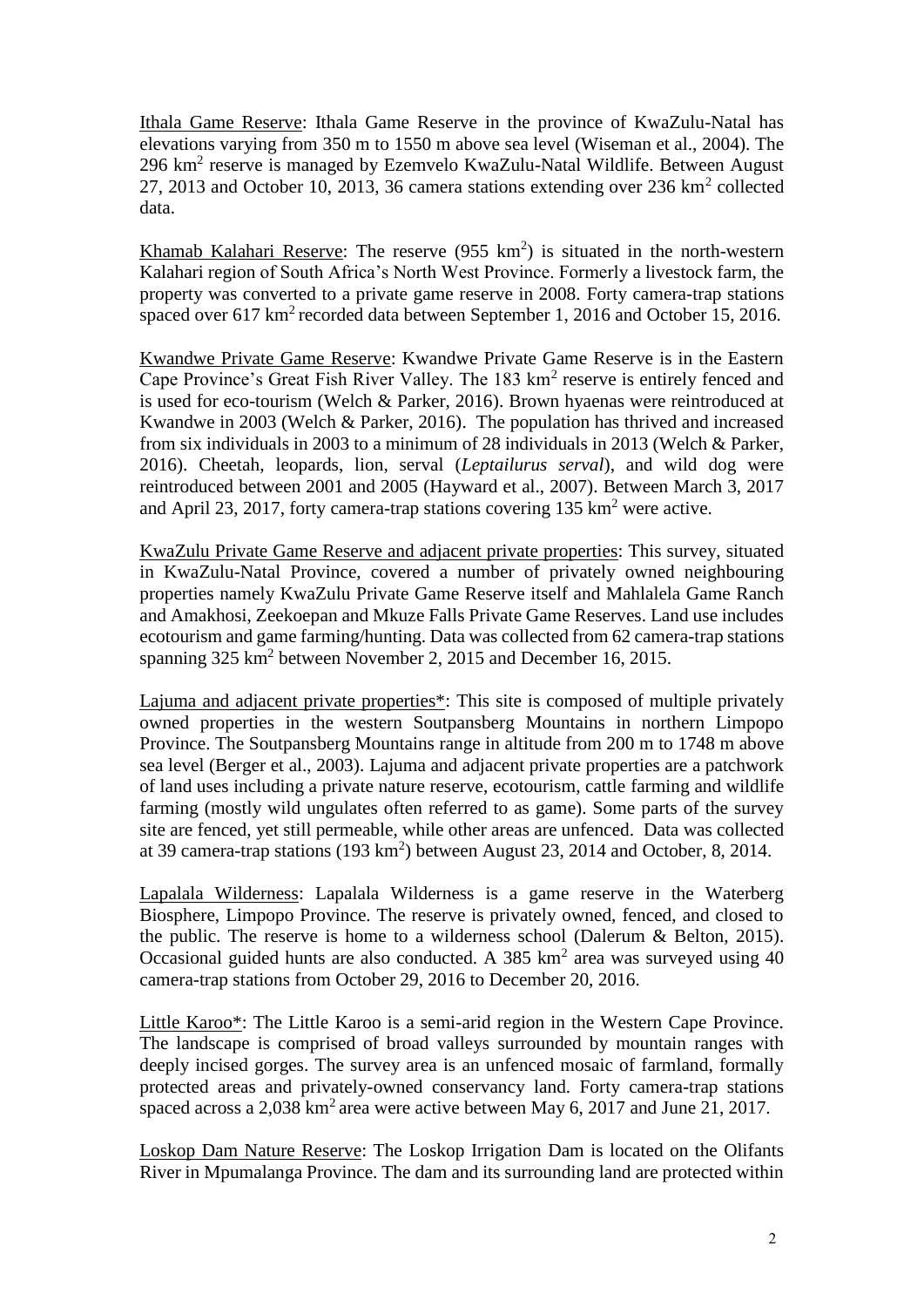Ithala Game Reserve: Ithala Game Reserve in the province of KwaZulu-Natal has elevations varying from 350 m to 1550 m above sea level (Wiseman et al., 2004). The 296 km$^2$ reserve is managed by Ezemvelo KwaZulu-Natal Wildlife. Between August 27, 2013 and October 10, 2013, 36 camera stations extending over 236 km$^2$ collected data.

Khamab Kalahari Reserve: The reserve (955 km$^2$) is situated in the north-western Kalahari region of South Africa's North West Province. Formerly a livestock farm, the property was converted to a private game reserve in 2008. Forty camera-trap stations spaced over 617 km$^2$ recorded data between September 1, 2016 and October 15, 2016.

Kwandwe Private Game Reserve: Kwandwe Private Game Reserve is in the Eastern Cape Province's Great Fish River Valley. The 183 km$^2$ reserve is entirely fenced and is used for eco-tourism (Welch & Parker, 2016). Brown hyaenas were reintroduced at Kwandwe in 2003 (Welch & Parker, 2016). The population has thrived and increased from six individuals in 2003 to a minimum of 28 individuals in 2013 (Welch & Parker, 2016). Cheetah, leopards, lion, serval (*Leptailurus serval*), and wild dog were reintroduced between 2001 and 2005 (Hayward et al., 2007). Between March 3, 2017 and April 23, 2017, forty camera-trap stations covering 135 km$^2$ were active.

KwaZulu Private Game Reserve and adjacent private properties: This survey, situated in KwaZulu-Natal Province, covered a number of privately owned neighbouring properties namely KwaZulu Private Game Reserve itself and Mahlalela Game Ranch and Amakhosi, Zeekoepan and Mkuze Falls Private Game Reserves. Land use includes ecotourism and game farming/hunting. Data was collected from 62 camera-trap stations spanning 325 km$^2$ between November 2, 2015 and December 16, 2015.

Lajuma and adjacent private properties*: This site is composed of multiple privately owned properties in the western Soutpansberg Mountains in northern Limpopo Province. The Soutpansberg Mountains range in altitude from 200 m to 1748 m above sea level (Berger et al., 2003). Lajuma and adjacent private properties are a patchwork of land uses including a private nature reserve, ecotourism, cattle farming and wildlife farming (mostly wild ungulates often referred to as game). Some parts of the survey site are fenced, yet still permeable, while other areas are unfenced. Data was collected at 39 camera-trap stations (193 km$^2$) between August 23, 2014 and October, 8, 2014.

Lapalala Wilderness: Lapalala Wilderness is a game reserve in the Waterberg Biosphere, Limpopo Province. The reserve is privately owned, fenced, and closed to the public. The reserve is home to a wilderness school (Dalerum & Belton, 2015). Occasional guided hunts are also conducted. A 385 km$^2$ area was surveyed using 40 camera-trap stations from October 29, 2016 to December 20, 2016.

Little Karoo*: The Little Karoo is a semi-arid region in the Western Cape Province. The landscape is comprised of broad valleys surrounded by mountain ranges with deeply incised gorges. The survey area is an unfenced mosaic of farmland, formally protected areas and privately-owned conservancy land. Forty camera-trap stations spaced across a 2,038 km$^2$ area were active between May 6, 2017 and June 21, 2017.

Loskop Dam Nature Reserve: The Loskop Irrigation Dam is located on the Olifants River in Mpumalanga Province. The dam and its surrounding land are protected within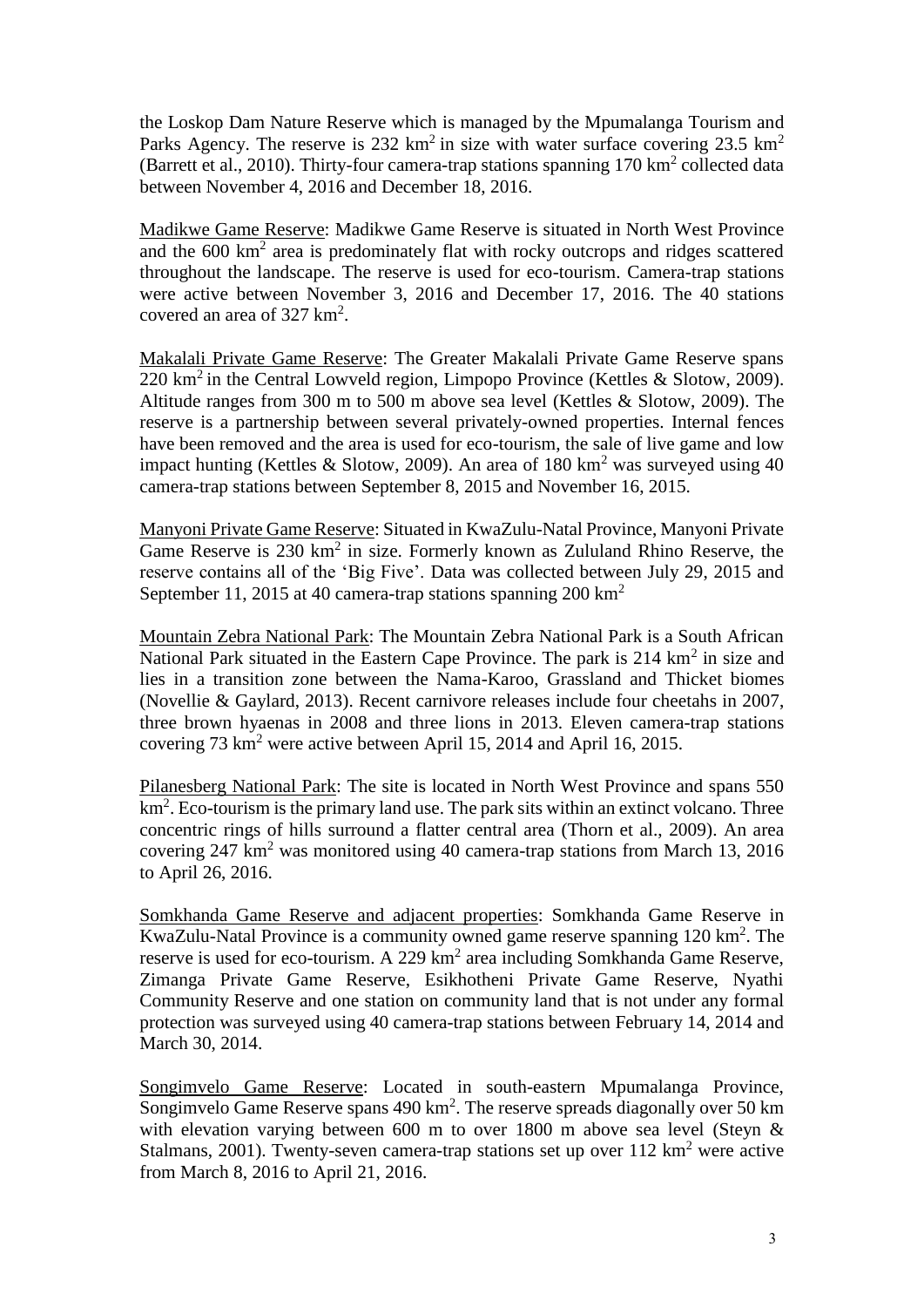the Loskop Dam Nature Reserve which is managed by the Mpumalanga Tourism and Parks Agency. The reserve is 232 km$^2$ in size with water surface covering 23.5 km$^2$ (Barrett et al., 2010). Thirty-four camera-trap stations spanning 170 km$^2$ collected data between November 4, 2016 and December 18, 2016.

Madikwe Game Reserve: Madikwe Game Reserve is situated in North West Province and the 600 km$^2$ area is predominately flat with rocky outcrops and ridges scattered throughout the landscape. The reserve is used for eco-tourism. Camera-trap stations were active between November 3, 2016 and December 17, 2016. The 40 stations covered an area of 327 km$^2$.

Makalali Private Game Reserve: The Greater Makalali Private Game Reserve spans 220 km$^2$ in the Central Lowveld region, Limpopo Province (Kettles & Slotow, 2009). Altitude ranges from 300 m to 500 m above sea level (Kettles & Slotow, 2009). The reserve is a partnership between several privately-owned properties. Internal fences have been removed and the area is used for eco-tourism, the sale of live game and low impact hunting (Kettles & Slotow, 2009). An area of 180 km$^2$ was surveyed using 40 camera-trap stations between September 8, 2015 and November 16, 2015.

Manyoni Private Game Reserve: Situated in KwaZulu-Natal Province, Manyoni Private Game Reserve is 230 km$^2$ in size. Formerly known as Zululand Rhino Reserve, the reserve contains all of the 'Big Five'. Data was collected between July 29, 2015 and September 11, 2015 at 40 camera-trap stations spanning 200 km$^2$

Mountain Zebra National Park: The Mountain Zebra National Park is a South African National Park situated in the Eastern Cape Province. The park is 214 km$^2$ in size and lies in a transition zone between the Nama-Karoo, Grassland and Thicket biomes (Novellie & Gaylard, 2013). Recent carnivore releases include four cheetahs in 2007, three brown hyaenas in 2008 and three lions in 2013. Eleven camera-trap stations covering 73 km$^2$ were active between April 15, 2014 and April 16, 2015.

Pilanesberg National Park: The site is located in North West Province and spans 550 km$^2$. Eco-tourism is the primary land use. The park sits within an extinct volcano. Three concentric rings of hills surround a flatter central area (Thorn et al., 2009). An area covering 247 km$^2$ was monitored using 40 camera-trap stations from March 13, 2016 to April 26, 2016.

Somkhanda Game Reserve and adjacent properties: Somkhanda Game Reserve in KwaZulu-Natal Province is a community owned game reserve spanning 120 km$^2$. The reserve is used for eco-tourism. A 229 km$^2$ area including Somkhanda Game Reserve, Zimanga Private Game Reserve, Esikhotheni Private Game Reserve, Nyathi Community Reserve and one station on community land that is not under any formal protection was surveyed using 40 camera-trap stations between February 14, 2014 and March 30, 2014.

Songimvelo Game Reserve: Located in south-eastern Mpumalanga Province, Songimvelo Game Reserve spans 490 km$^2$. The reserve spreads diagonally over 50 km with elevation varying between 600 m to over 1800 m above sea level (Steyn & Stalmans, 2001). Twenty-seven camera-trap stations set up over 112 km$^2$ were active from March 8, 2016 to April 21, 2016.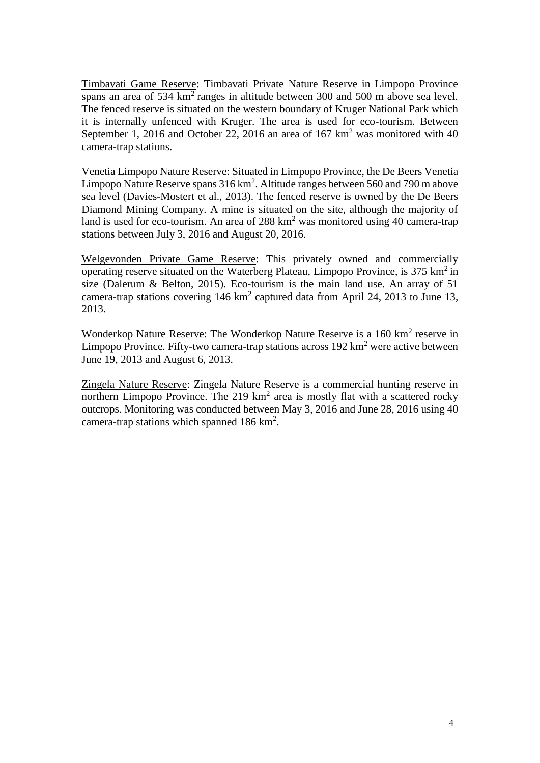Timbavati Game Reserve: Timbavati Private Nature Reserve in Limpopo Province spans an area of 534 $km^2$ ranges in altitude between 300 and 500 m above sea level. The fenced reserve is situated on the western boundary of Kruger National Park which it is internally unfenced with Kruger. The area is used for eco-tourism. Between September 1, 2016 and October 22, 2016 an area of 167 $km^2$ was monitored with 40 camera-trap stations.

Venetia Limpopo Nature Reserve: Situated in Limpopo Province, the De Beers Venetia Limpopo Nature Reserve spans 316 $km^2$. Altitude ranges between 560 and 790 m above sea level (Davies-Mostert et al., 2013). The fenced reserve is owned by the De Beers Diamond Mining Company. A mine is situated on the site, although the majority of land is used for eco-tourism. An area of 288 $km^2$ was monitored using 40 camera-trap stations between July 3, 2016 and August 20, 2016.

Welgevonden Private Game Reserve: This privately owned and commercially operating reserve situated on the Waterberg Plateau, Limpopo Province, is 375 $km^2$ in size (Dalerum & Belton, 2015). Eco-tourism is the main land use. An array of 51 camera-trap stations covering 146 $km^2$ captured data from April 24, 2013 to June 13, 2013.

Wonderkop Nature Reserve: The Wonderkop Nature Reserve is a 160 $km^2$ reserve in Limpopo Province. Fifty-two camera-trap stations across 192 $km^2$ were active between June 19, 2013 and August 6, 2013.

Zingela Nature Reserve: Zingela Nature Reserve is a commercial hunting reserve in northern Limpopo Province. The 219 $km^2$ area is mostly flat with a scattered rocky outcrops. Monitoring was conducted between May 3, 2016 and June 28, 2016 using 40 camera-trap stations which spanned 186 $km^2$.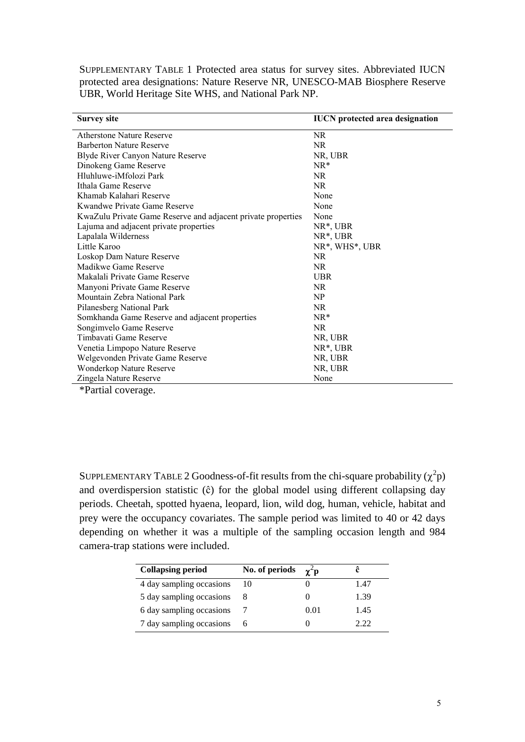SUPPLEMENTARY TABLE 1 Protected area status for survey sites. Abbreviated IUCN protected area designations: Nature Reserve NR, UNESCO-MAB Biosphere Reserve UBR, World Heritage Site WHS, and National Park NP.

| Survey site | IUCN protected area designation |
|---|---|
| Atherstone Nature Reserve | NR |
| Barberton Nature Reserve | NR |
| Blyde River Canyon Nature Reserve | NR, UBR |
| Dinokeng Game Reserve | NR* |
| Hluhluwe-iMfolozi Park | NR |
| Ithala Game Reserve | NR |
| Khamab Kalahari Reserve | None |
| Kwandwe Private Game Reserve | None |
| KwaZulu Private Game Reserve and adjacent private properties | None |
| Lajuma and adjacent private properties | NR*, UBR |
| Lapalala Wilderness | NR*, UBR |
| Little Karoo | NR*, WHS*, UBR |
| Loskop Dam Nature Reserve | NR |
| Madikwe Game Reserve | NR |
| Makalali Private Game Reserve | UBR |
| Manyoni Private Game Reserve | NR |
| Mountain Zebra National Park | NP |
| Pilanesberg National Park | NR |
| Somkhanda Game Reserve and adjacent properties | NR* |
| Songimvelo Game Reserve | NR |
| Timbavati Game Reserve | NR, UBR |
| Venetia Limpopo Nature Reserve | NR*, UBR |
| Welgevonden Private Game Reserve | NR, UBR |
| Wonderkop Nature Reserve | NR, UBR |
| Zingela Nature Reserve | None |

*Partial coverage.

SUPPLEMENTARY TABLE 2 Goodness-of-fit results from the chi-square probability ($\chi^2$p) and overdispersion statistic ($\hat{c}$) for the global model using different collapsing day periods. Cheetah, spotted hyaena, leopard, lion, wild dog, human, vehicle, habitat and prey were the occupancy covariates. The sample period was limited to 40 or 42 days depending on whether it was a multiple of the sampling occasion length and 984 camera-trap stations were included.

| Collapsing period | No. of periods | $\chi^2$p | $\hat{c}$ |
|---|---|---|---|
| 4 day sampling occasions | 10 | 0 | 1.47 |
| 5 day sampling occasions | 8 | 0 | 1.39 |
| 6 day sampling occasions | 7 | 0.01 | 1.45 |
| 7 day sampling occasions | 6 | 0 | 2.22 |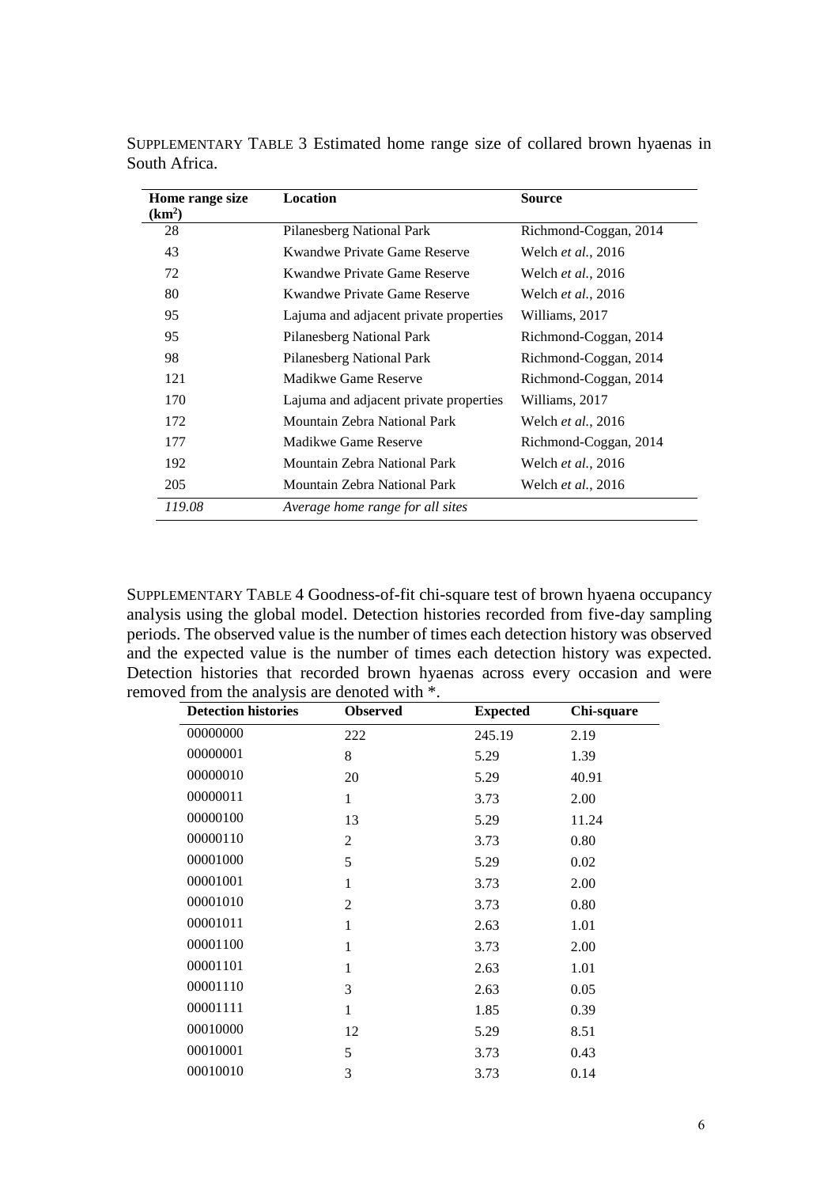SUPPLEMENTARY TABLE 3 Estimated home range size of collared brown hyaenas in South Africa.

| Home range size ($km^2$) | Location | Source |
|---|---|---|
| 28 | Pilanesberg National Park | Richmond-Coggan, 2014 |
| 43 | Kwandwe Private Game Reserve | Welch *et al.*, 2016 |
| 72 | Kwandwe Private Game Reserve | Welch *et al.*, 2016 |
| 80 | Kwandwe Private Game Reserve | Welch *et al.*, 2016 |
| 95 | Lajuma and adjacent private properties | Williams, 2017 |
| 95 | Pilanesberg National Park | Richmond-Coggan, 2014 |
| 98 | Pilanesberg National Park | Richmond-Coggan, 2014 |
| 121 | Madikwe Game Reserve | Richmond-Coggan, 2014 |
| 170 | Lajuma and adjacent private properties | Williams, 2017 |
| 172 | Mountain Zebra National Park | Welch *et al.*, 2016 |
| 177 | Madikwe Game Reserve | Richmond-Coggan, 2014 |
| 192 | Mountain Zebra National Park | Welch *et al.*, 2016 |
| 205 | Mountain Zebra National Park | Welch *et al.*, 2016 |
| *119.08* | *Average home range for all sites* | |

SUPPLEMENTARY TABLE 4 Goodness-of-fit chi-square test of brown hyaena occupancy analysis using the global model. Detection histories recorded from five-day sampling periods. The observed value is the number of times each detection history was observed and the expected value is the number of times each detection history was expected. Detection histories that recorded brown hyaenas across every occasion and were removed from the analysis are denoted with *.

| Detection histories | Observed | Expected | Chi-square |
|---|---|---|---|
| 00000000 | 222 | 245.19 | 2.19 |
| 00000001 | 8 | 5.29 | 1.39 |
| 00000010 | 20 | 5.29 | 40.91 |
| 00000011 | 1 | 3.73 | 2.00 |
| 00000100 | 13 | 5.29 | 11.24 |
| 00000110 | 2 | 3.73 | 0.80 |
| 00001000 | 5 | 5.29 | 0.02 |
| 00001001 | 1 | 3.73 | 2.00 |
| 00001010 | 2 | 3.73 | 0.80 |
| 00001011 | 1 | 2.63 | 1.01 |
| 00001100 | 1 | 3.73 | 2.00 |
| 00001101 | 1 | 2.63 | 1.01 |
| 00001110 | 3 | 2.63 | 0.05 |
| 00001111 | 1 | 1.85 | 0.39 |
| 00010000 | 12 | 5.29 | 8.51 |
| 00010001 | 5 | 3.73 | 0.43 |
| 00010010 | 3 | 3.73 | 0.14 |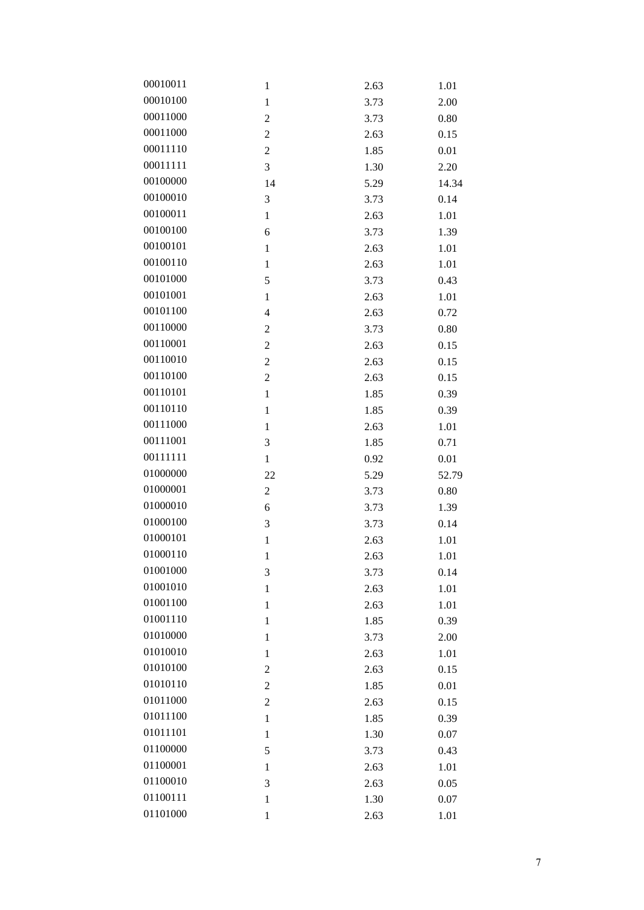| | | | |
|---|---|---|---|
| 00010011 | 1 | 2.63 | 1.01 |
| 00010100 | 1 | 3.73 | 2.00 |
| 00011000 | 2 | 3.73 | 0.80 |
| 00011000 | 2 | 2.63 | 0.15 |
| 00011110 | 2 | 1.85 | 0.01 |
| 00011111 | 3 | 1.30 | 2.20 |
| 00100000 | 14 | 5.29 | 14.34 |
| 00100010 | 3 | 3.73 | 0.14 |
| 00100011 | 1 | 2.63 | 1.01 |
| 00100100 | 6 | 3.73 | 1.39 |
| 00100101 | 1 | 2.63 | 1.01 |
| 00100110 | 1 | 2.63 | 1.01 |
| 00101000 | 5 | 3.73 | 0.43 |
| 00101001 | 1 | 2.63 | 1.01 |
| 00101100 | 4 | 2.63 | 0.72 |
| 00110000 | 2 | 3.73 | 0.80 |
| 00110001 | 2 | 2.63 | 0.15 |
| 00110010 | 2 | 2.63 | 0.15 |
| 00110100 | 2 | 2.63 | 0.15 |
| 00110101 | 1 | 1.85 | 0.39 |
| 00110110 | 1 | 1.85 | 0.39 |
| 00111000 | 1 | 2.63 | 1.01 |
| 00111001 | 3 | 1.85 | 0.71 |
| 00111111 | 1 | 0.92 | 0.01 |
| 01000000 | 22 | 5.29 | 52.79 |
| 01000001 | 2 | 3.73 | 0.80 |
| 01000010 | 6 | 3.73 | 1.39 |
| 01000100 | 3 | 3.73 | 0.14 |
| 01000101 | 1 | 2.63 | 1.01 |
| 01000110 | 1 | 2.63 | 1.01 |
| 01001000 | 3 | 3.73 | 0.14 |
| 01001010 | 1 | 2.63 | 1.01 |
| 01001100 | 1 | 2.63 | 1.01 |
| 01001110 | 1 | 1.85 | 0.39 |
| 01010000 | 1 | 3.73 | 2.00 |
| 01010010 | 1 | 2.63 | 1.01 |
| 01010100 | 2 | 2.63 | 0.15 |
| 01010110 | 2 | 1.85 | 0.01 |
| 01011000 | 2 | 2.63 | 0.15 |
| 01011100 | 1 | 1.85 | 0.39 |
| 01011101 | 1 | 1.30 | 0.07 |
| 01100000 | 5 | 3.73 | 0.43 |
| 01100001 | 1 | 2.63 | 1.01 |
| 01100010 | 3 | 2.63 | 0.05 |
| 01100111 | 1 | 1.30 | 0.07 |
| 01101000 | 1 | 2.63 | 1.01 |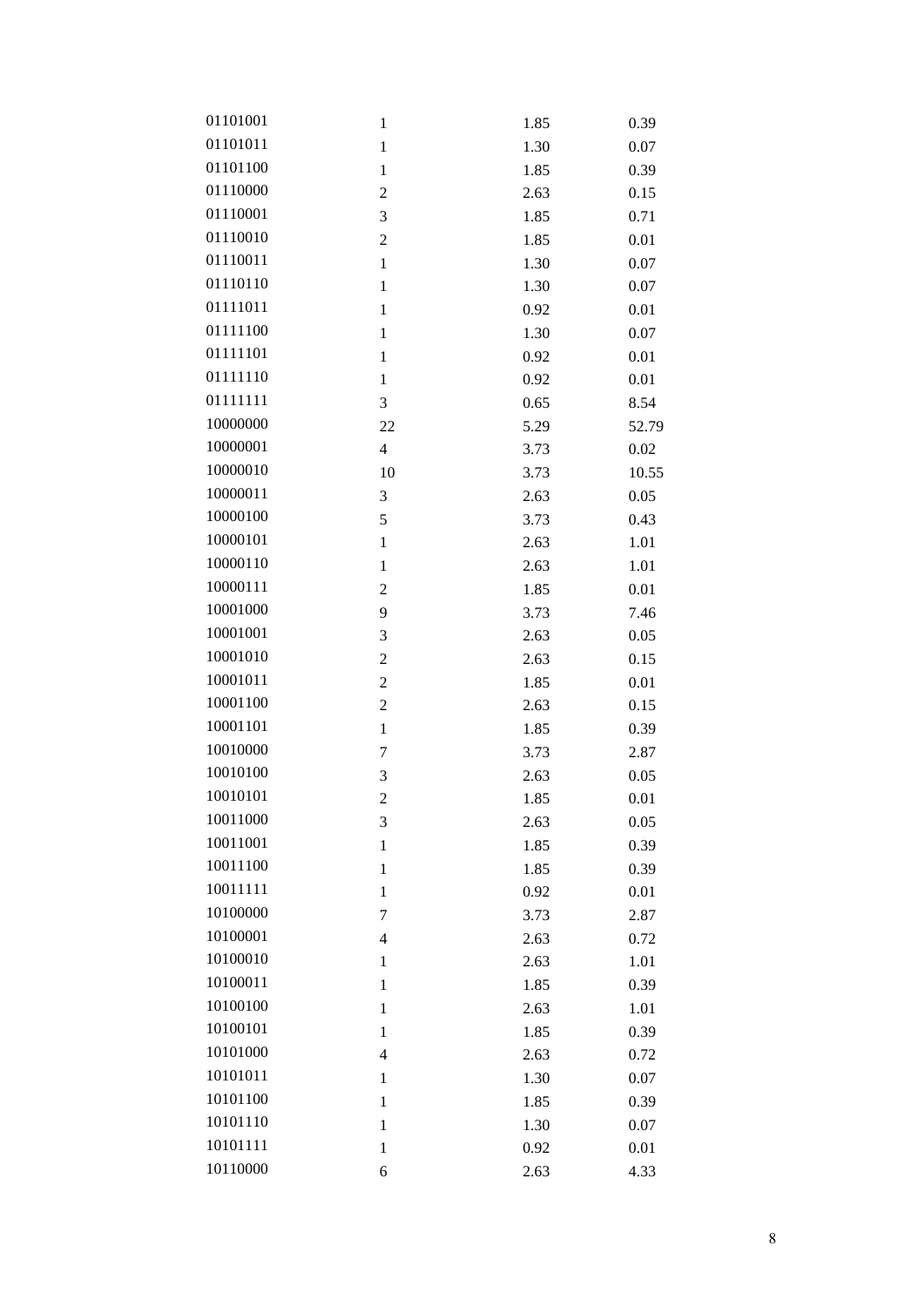| | | | |
|---|---|---|---|
| 01101001 | 1 | 1.85 | 0.39 |
| 01101011 | 1 | 1.30 | 0.07 |
| 01101100 | 1 | 1.85 | 0.39 |
| 01110000 | 2 | 2.63 | 0.15 |
| 01110001 | 3 | 1.85 | 0.71 |
| 01110010 | 2 | 1.85 | 0.01 |
| 01110011 | 1 | 1.30 | 0.07 |
| 01110110 | 1 | 1.30 | 0.07 |
| 01111011 | 1 | 0.92 | 0.01 |
| 01111100 | 1 | 1.30 | 0.07 |
| 01111101 | 1 | 0.92 | 0.01 |
| 01111110 | 1 | 0.92 | 0.01 |
| 01111111 | 3 | 0.65 | 8.54 |
| 10000000 | 22 | 5.29 | 52.79 |
| 10000001 | 4 | 3.73 | 0.02 |
| 10000010 | 10 | 3.73 | 10.55 |
| 10000011 | 3 | 2.63 | 0.05 |
| 10000100 | 5 | 3.73 | 0.43 |
| 10000101 | 1 | 2.63 | 1.01 |
| 10000110 | 1 | 2.63 | 1.01 |
| 10000111 | 2 | 1.85 | 0.01 |
| 10001000 | 9 | 3.73 | 7.46 |
| 10001001 | 3 | 2.63 | 0.05 |
| 10001010 | 2 | 2.63 | 0.15 |
| 10001011 | 2 | 1.85 | 0.01 |
| 10001100 | 2 | 2.63 | 0.15 |
| 10001101 | 1 | 1.85 | 0.39 |
| 10010000 | 7 | 3.73 | 2.87 |
| 10010100 | 3 | 2.63 | 0.05 |
| 10010101 | 2 | 1.85 | 0.01 |
| 10011000 | 3 | 2.63 | 0.05 |
| 10011001 | 1 | 1.85 | 0.39 |
| 10011100 | 1 | 1.85 | 0.39 |
| 10011111 | 1 | 0.92 | 0.01 |
| 10100000 | 7 | 3.73 | 2.87 |
| 10100001 | 4 | 2.63 | 0.72 |
| 10100010 | 1 | 2.63 | 1.01 |
| 10100011 | 1 | 1.85 | 0.39 |
| 10100100 | 1 | 2.63 | 1.01 |
| 10100101 | 1 | 1.85 | 0.39 |
| 10101000 | 4 | 2.63 | 0.72 |
| 10101011 | 1 | 1.30 | 0.07 |
| 10101100 | 1 | 1.85 | 0.39 |
| 10101110 | 1 | 1.30 | 0.07 |
| 10101111 | 1 | 0.92 | 0.01 |
| 10110000 | 6 | 2.63 | 4.33 |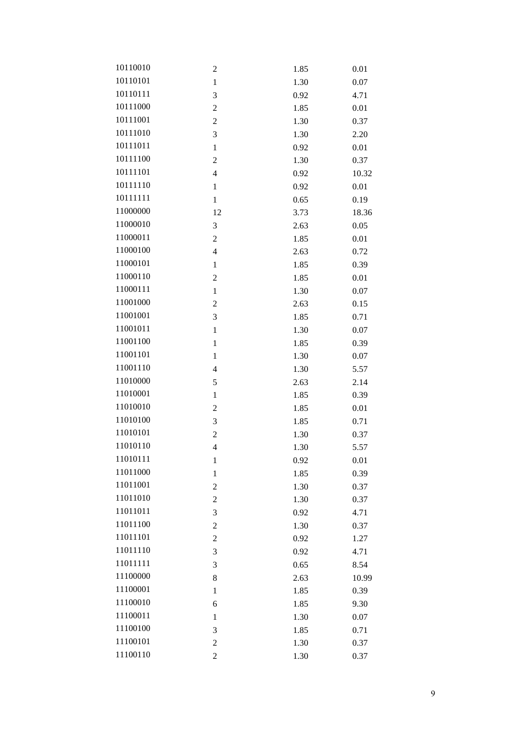| | | | |
|---|---|---|---|
| 10110010 | 2 | 1.85 | 0.01 |
| 10110101 | 1 | 1.30 | 0.07 |
| 10110111 | 3 | 0.92 | 4.71 |
| 10111000 | 2 | 1.85 | 0.01 |
| 10111001 | 2 | 1.30 | 0.37 |
| 10111010 | 3 | 1.30 | 2.20 |
| 10111011 | 1 | 0.92 | 0.01 |
| 10111100 | 2 | 1.30 | 0.37 |
| 10111101 | 4 | 0.92 | 10.32 |
| 10111110 | 1 | 0.92 | 0.01 |
| 10111111 | 1 | 0.65 | 0.19 |
| 11000000 | 12 | 3.73 | 18.36 |
| 11000010 | 3 | 2.63 | 0.05 |
| 11000011 | 2 | 1.85 | 0.01 |
| 11000100 | 4 | 2.63 | 0.72 |
| 11000101 | 1 | 1.85 | 0.39 |
| 11000110 | 2 | 1.85 | 0.01 |
| 11000111 | 1 | 1.30 | 0.07 |
| 11001000 | 2 | 2.63 | 0.15 |
| 11001001 | 3 | 1.85 | 0.71 |
| 11001011 | 1 | 1.30 | 0.07 |
| 11001100 | 1 | 1.85 | 0.39 |
| 11001101 | 1 | 1.30 | 0.07 |
| 11001110 | 4 | 1.30 | 5.57 |
| 11010000 | 5 | 2.63 | 2.14 |
| 11010001 | 1 | 1.85 | 0.39 |
| 11010010 | 2 | 1.85 | 0.01 |
| 11010100 | 3 | 1.85 | 0.71 |
| 11010101 | 2 | 1.30 | 0.37 |
| 11010110 | 4 | 1.30 | 5.57 |
| 11010111 | 1 | 0.92 | 0.01 |
| 11011000 | 1 | 1.85 | 0.39 |
| 11011001 | 2 | 1.30 | 0.37 |
| 11011010 | 2 | 1.30 | 0.37 |
| 11011011 | 3 | 0.92 | 4.71 |
| 11011100 | 2 | 1.30 | 0.37 |
| 11011101 | 2 | 0.92 | 1.27 |
| 11011110 | 3 | 0.92 | 4.71 |
| 11011111 | 3 | 0.65 | 8.54 |
| 11100000 | 8 | 2.63 | 10.99 |
| 11100001 | 1 | 1.85 | 0.39 |
| 11100010 | 6 | 1.85 | 9.30 |
| 11100011 | 1 | 1.30 | 0.07 |
| 11100100 | 3 | 1.85 | 0.71 |
| 11100101 | 2 | 1.30 | 0.37 |
| 11100110 | 2 | 1.30 | 0.37 |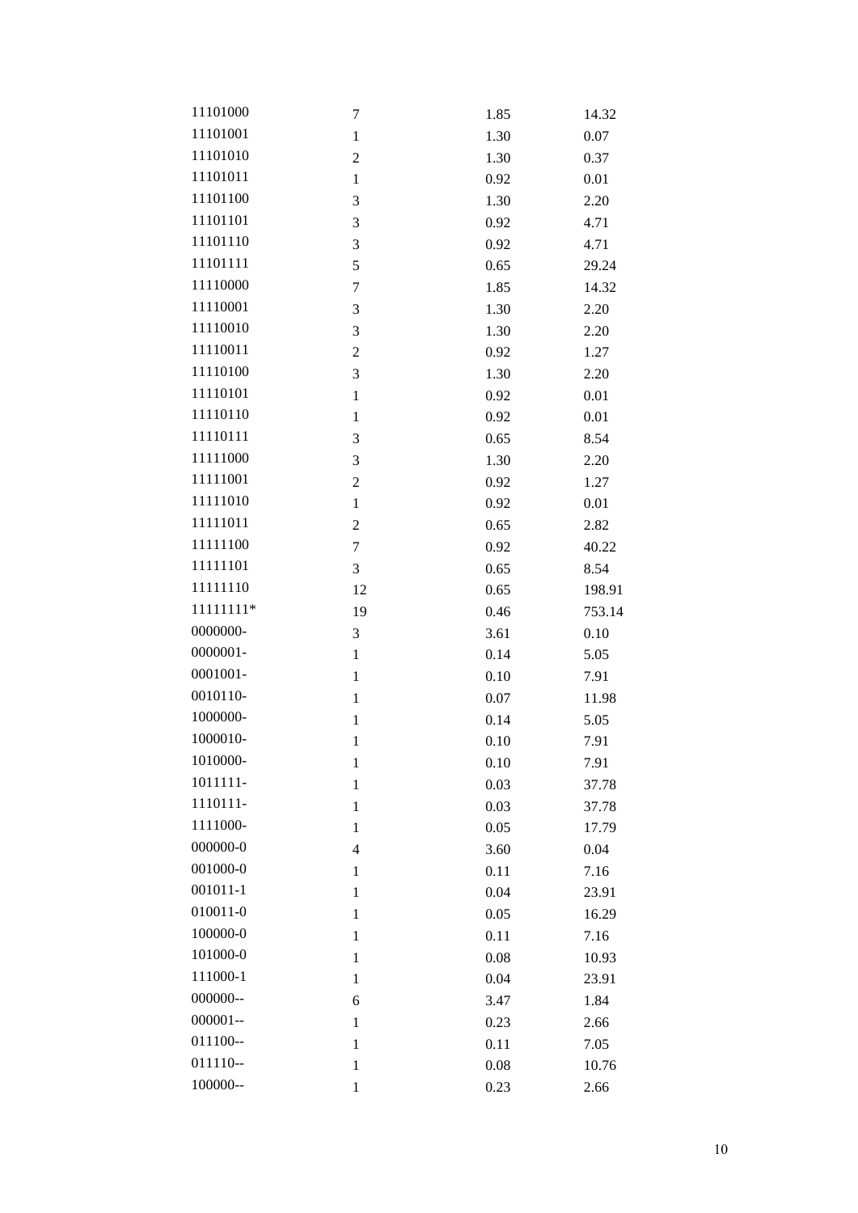| | | | |
|---|---|---|---|
| 11101000 | 7 | 1.85 | 14.32 |
| 11101001 | 1 | 1.30 | 0.07 |
| 11101010 | 2 | 1.30 | 0.37 |
| 11101011 | 1 | 0.92 | 0.01 |
| 11101100 | 3 | 1.30 | 2.20 |
| 11101101 | 3 | 0.92 | 4.71 |
| 11101110 | 3 | 0.92 | 4.71 |
| 11101111 | 5 | 0.65 | 29.24 |
| 11110000 | 7 | 1.85 | 14.32 |
| 11110001 | 3 | 1.30 | 2.20 |
| 11110010 | 3 | 1.30 | 2.20 |
| 11110011 | 2 | 0.92 | 1.27 |
| 11110100 | 3 | 1.30 | 2.20 |
| 11110101 | 1 | 0.92 | 0.01 |
| 11110110 | 1 | 0.92 | 0.01 |
| 11110111 | 3 | 0.65 | 8.54 |
| 11111000 | 3 | 1.30 | 2.20 |
| 11111001 | 2 | 0.92 | 1.27 |
| 11111010 | 1 | 0.92 | 0.01 |
| 11111011 | 2 | 0.65 | 2.82 |
| 11111100 | 7 | 0.92 | 40.22 |
| 11111101 | 3 | 0.65 | 8.54 |
| 11111110 | 12 | 0.65 | 198.91 |
| 11111111* | 19 | 0.46 | 753.14 |
| 0000000- | 3 | 3.61 | 0.10 |
| 0000001- | 1 | 0.14 | 5.05 |
| 0001001- | 1 | 0.10 | 7.91 |
| 0010110- | 1 | 0.07 | 11.98 |
| 1000000- | 1 | 0.14 | 5.05 |
| 1000010- | 1 | 0.10 | 7.91 |
| 1010000- | 1 | 0.10 | 7.91 |
| 1011111- | 1 | 0.03 | 37.78 |
| 1110111- | 1 | 0.03 | 37.78 |
| 1111000- | 1 | 0.05 | 17.79 |
| 000000-0 | 4 | 3.60 | 0.04 |
| 001000-0 | 1 | 0.11 | 7.16 |
| 001011-1 | 1 | 0.04 | 23.91 |
| 010011-0 | 1 | 0.05 | 16.29 |
| 100000-0 | 1 | 0.11 | 7.16 |
| 101000-0 | 1 | 0.08 | 10.93 |
| 111000-1 | 1 | 0.04 | 23.91 |
| 000000-- | 6 | 3.47 | 1.84 |
| 000001-- | 1 | 0.23 | 2.66 |
| 011100-- | 1 | 0.11 | 7.05 |
| 011110-- | 1 | 0.08 | 10.76 |
| 100000-- | 1 | 0.23 | 2.66 |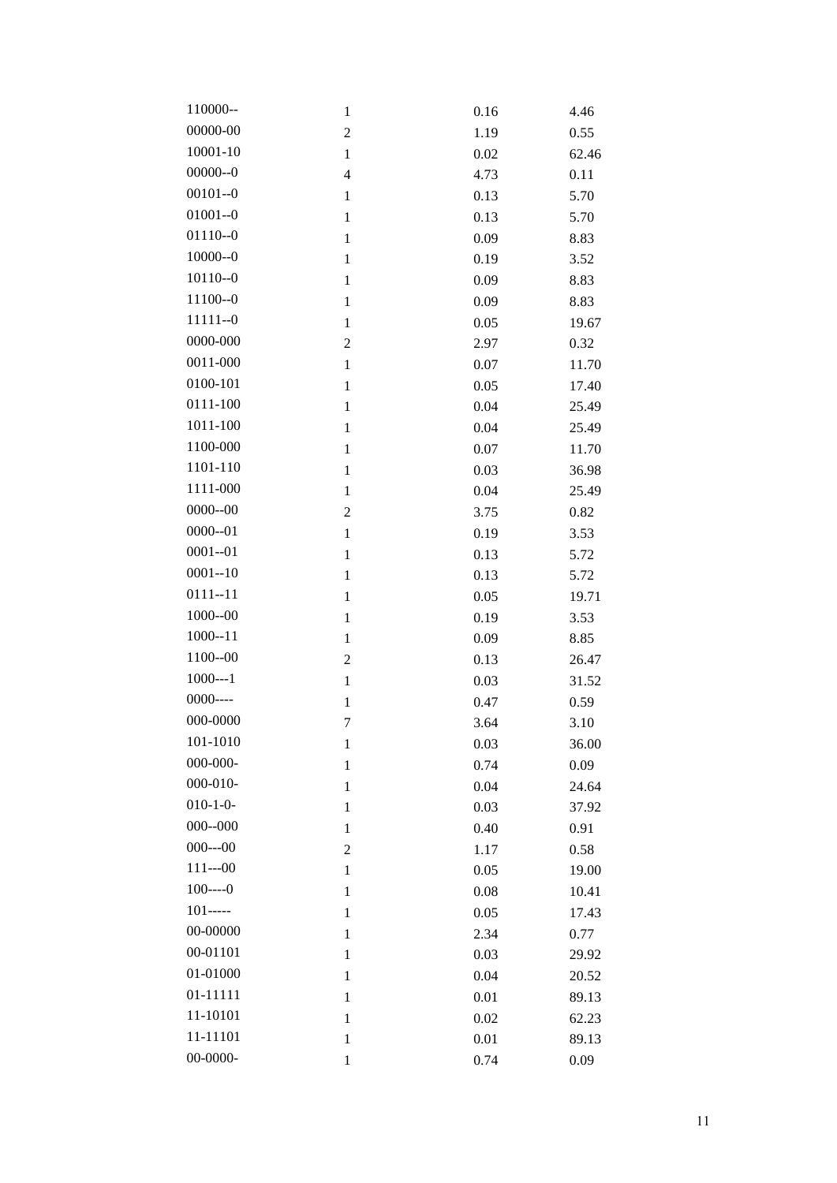| | | | |
|---|---|---|---|
| 110000-- | 1 | 0.16 | 4.46 |
| 00000-00 | 2 | 1.19 | 0.55 |
| 10001-10 | 1 | 0.02 | 62.46 |
| 00000--0 | 4 | 4.73 | 0.11 |
| 00101--0 | 1 | 0.13 | 5.70 |
| 01001--0 | 1 | 0.13 | 5.70 |
| 01110--0 | 1 | 0.09 | 8.83 |
| 10000--0 | 1 | 0.19 | 3.52 |
| 10110--0 | 1 | 0.09 | 8.83 |
| 11100--0 | 1 | 0.09 | 8.83 |
| 11111--0 | 1 | 0.05 | 19.67 |
| 0000-000 | 2 | 2.97 | 0.32 |
| 0011-000 | 1 | 0.07 | 11.70 |
| 0100-101 | 1 | 0.05 | 17.40 |
| 0111-100 | 1 | 0.04 | 25.49 |
| 1011-100 | 1 | 0.04 | 25.49 |
| 1100-000 | 1 | 0.07 | 11.70 |
| 1101-110 | 1 | 0.03 | 36.98 |
| 1111-000 | 1 | 0.04 | 25.49 |
| 0000--00 | 2 | 3.75 | 0.82 |
| 0000--01 | 1 | 0.19 | 3.53 |
| 0001--01 | 1 | 0.13 | 5.72 |
| 0001--10 | 1 | 0.13 | 5.72 |
| 0111--11 | 1 | 0.05 | 19.71 |
| 1000--00 | 1 | 0.19 | 3.53 |
| 1000--11 | 1 | 0.09 | 8.85 |
| 1100--00 | 2 | 0.13 | 26.47 |
| 1000---1 | 1 | 0.03 | 31.52 |
| 0000---- | 1 | 0.47 | 0.59 |
| 000-0000 | 7 | 3.64 | 3.10 |
| 101-1010 | 1 | 0.03 | 36.00 |
| 000-000- | 1 | 0.74 | 0.09 |
| 000-010- | 1 | 0.04 | 24.64 |
| 010-1-0- | 1 | 0.03 | 37.92 |
| 000--000 | 1 | 0.40 | 0.91 |
| 000---00 | 2 | 1.17 | 0.58 |
| 111---00 | 1 | 0.05 | 19.00 |
| 100----0 | 1 | 0.08 | 10.41 |
| 101----- | 1 | 0.05 | 17.43 |
| 00-00000 | 1 | 2.34 | 0.77 |
| 00-01101 | 1 | 0.03 | 29.92 |
| 01-01000 | 1 | 0.04 | 20.52 |
| 01-11111 | 1 | 0.01 | 89.13 |
| 11-10101 | 1 | 0.02 | 62.23 |
| 11-11101 | 1 | 0.01 | 89.13 |
| 00-0000- | 1 | 0.74 | 0.09 |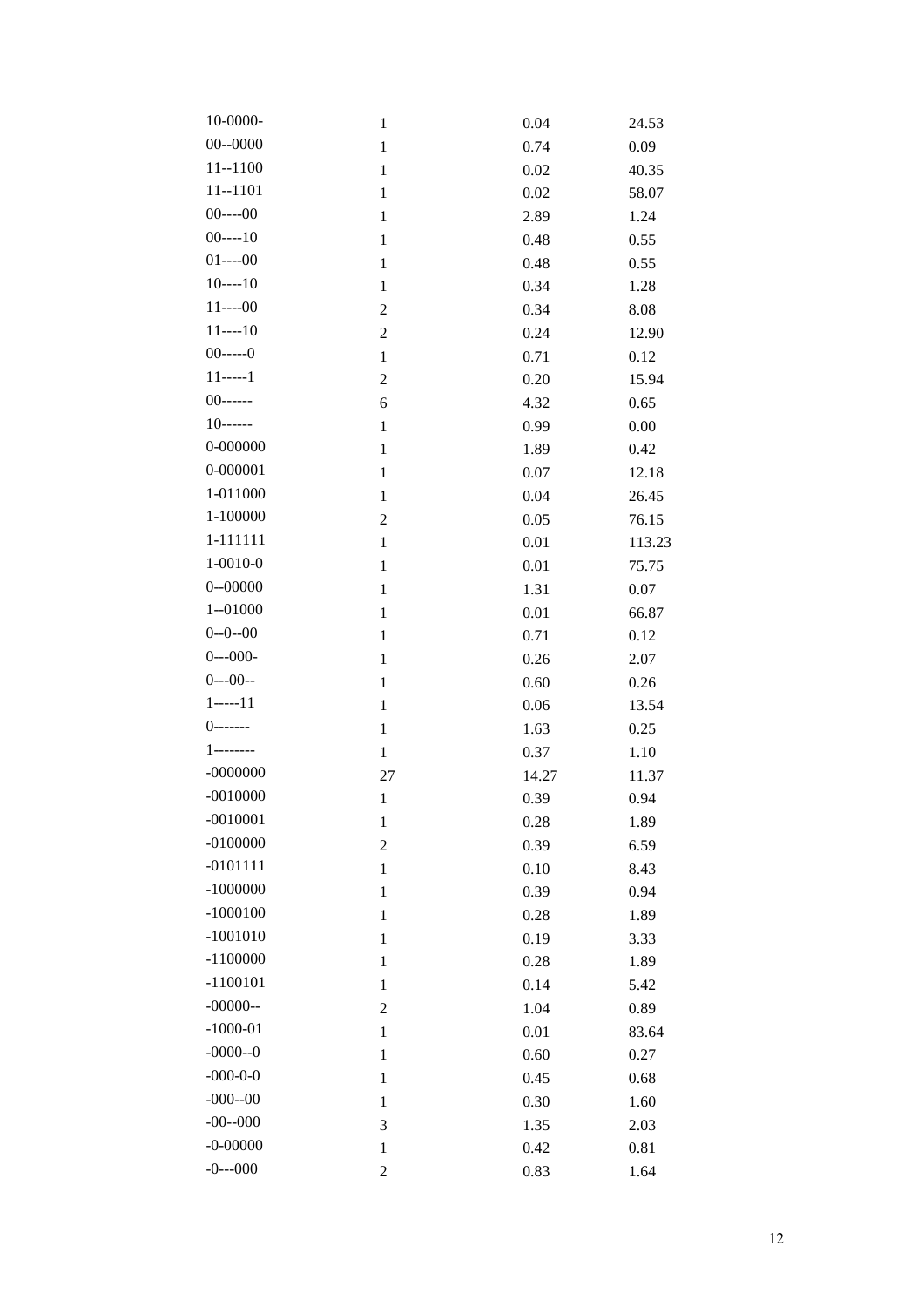| | | | |
|---|---|---|---|
| 10-0000- | 1 | 0.04 | 24.53 |
| 00--0000 | 1 | 0.74 | 0.09 |
| 11--1100 | 1 | 0.02 | 40.35 |
| 11--1101 | 1 | 0.02 | 58.07 |
| 00----00 | 1 | 2.89 | 1.24 |
| 00----10 | 1 | 0.48 | 0.55 |
| 01----00 | 1 | 0.48 | 0.55 |
| 10----10 | 1 | 0.34 | 1.28 |
| 11----00 | 2 | 0.34 | 8.08 |
| 11----10 | 2 | 0.24 | 12.90 |
| 00-----0 | 1 | 0.71 | 0.12 |
| 11-----1 | 2 | 0.20 | 15.94 |
| 00------ | 6 | 4.32 | 0.65 |
| 10------ | 1 | 0.99 | 0.00 |
| 0-000000 | 1 | 1.89 | 0.42 |
| 0-000001 | 1 | 0.07 | 12.18 |
| 1-011000 | 1 | 0.04 | 26.45 |
| 1-100000 | 2 | 0.05 | 76.15 |
| 1-111111 | 1 | 0.01 | 113.23 |
| 1-0010-0 | 1 | 0.01 | 75.75 |
| 0--00000 | 1 | 1.31 | 0.07 |
| 1--01000 | 1 | 0.01 | 66.87 |
| 0--0--00 | 1 | 0.71 | 0.12 |
| 0---000- | 1 | 0.26 | 2.07 |
| 0---00-- | 1 | 0.60 | 0.26 |
| 1-----11 | 1 | 0.06 | 13.54 |
| 0------- | 1 | 1.63 | 0.25 |
| 1-------- | 1 | 0.37 | 1.10 |
| -0000000 | 27 | 14.27 | 11.37 |
| -0010000 | 1 | 0.39 | 0.94 |
| -0010001 | 1 | 0.28 | 1.89 |
| -0100000 | 2 | 0.39 | 6.59 |
| -0101111 | 1 | 0.10 | 8.43 |
| -1000000 | 1 | 0.39 | 0.94 |
| -1000100 | 1 | 0.28 | 1.89 |
| -1001010 | 1 | 0.19 | 3.33 |
| -1100000 | 1 | 0.28 | 1.89 |
| -1100101 | 1 | 0.14 | 5.42 |
| -00000-- | 2 | 1.04 | 0.89 |
| -1000-01 | 1 | 0.01 | 83.64 |
| -0000--0 | 1 | 0.60 | 0.27 |
| -000-0-0 | 1 | 0.45 | 0.68 |
| -000--00 | 1 | 0.30 | 1.60 |
| -00--000 | 3 | 1.35 | 2.03 |
| -0-00000 | 1 | 0.42 | 0.81 |
| -0---000 | 2 | 0.83 | 1.64 |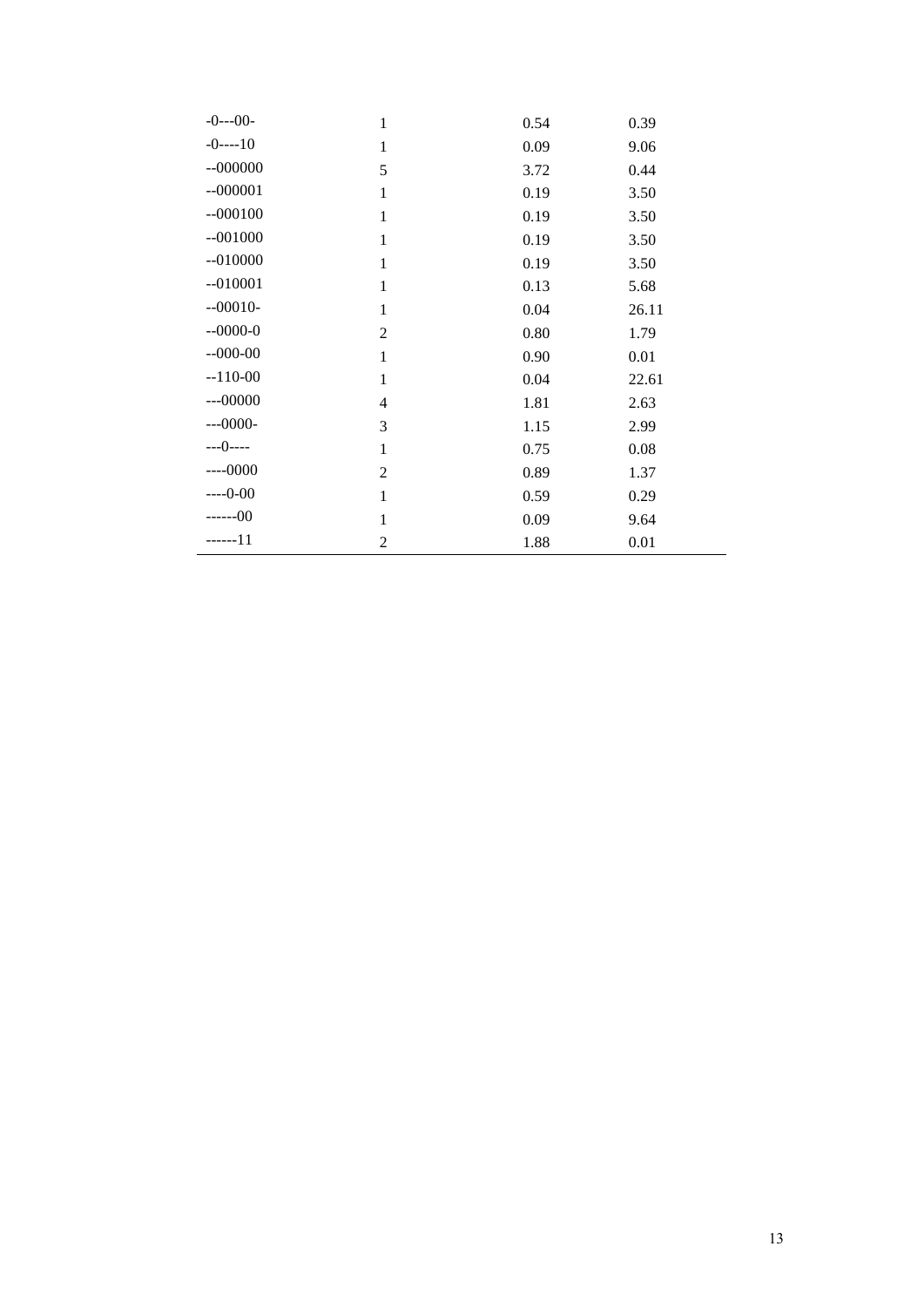| | | | |
|---|---|---|---|
| -0---00- | 1 | 0.54 | 0.39 |
| -0----10 | 1 | 0.09 | 9.06 |
| --000000 | 5 | 3.72 | 0.44 |
| --000001 | 1 | 0.19 | 3.50 |
| --000100 | 1 | 0.19 | 3.50 |
| --001000 | 1 | 0.19 | 3.50 |
| --010000 | 1 | 0.19 | 3.50 |
| --010001 | 1 | 0.13 | 5.68 |
| --00010- | 1 | 0.04 | 26.11 |
| --0000-0 | 2 | 0.80 | 1.79 |
| --000-00 | 1 | 0.90 | 0.01 |
| --110-00 | 1 | 0.04 | 22.61 |
| ---00000 | 4 | 1.81 | 2.63 |
| ---0000- | 3 | 1.15 | 2.99 |
| ---0---- | 1 | 0.75 | 0.08 |
| ----0000 | 2 | 0.89 | 1.37 |
| ----0-00 | 1 | 0.59 | 0.29 |
| ------00 | 1 | 0.09 | 9.64 |
| ------11 | 2 | 1.88 | 0.01 |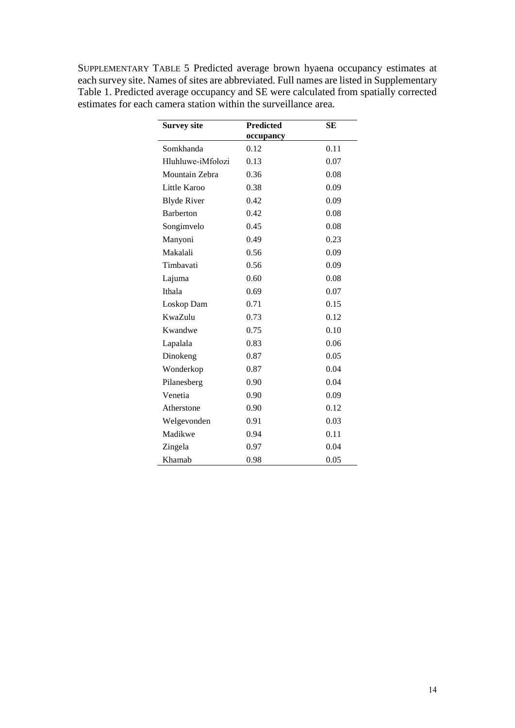SUPPLEMENTARY TABLE 5 Predicted average brown hyaena occupancy estimates at each survey site. Names of sites are abbreviated. Full names are listed in Supplementary Table 1. Predicted average occupancy and SE were calculated from spatially corrected estimates for each camera station within the surveillance area.

| Survey site | Predicted occupancy | SE |
|---|---|---|
| Somkhanda | 0.12 | 0.11 |
| Hluhluwe-iMfolozi | 0.13 | 0.07 |
| Mountain Zebra | 0.36 | 0.08 |
| Little Karoo | 0.38 | 0.09 |
| Blyde River | 0.42 | 0.09 |
| Barberton | 0.42 | 0.08 |
| Songimvelo | 0.45 | 0.08 |
| Manyoni | 0.49 | 0.23 |
| Makalali | 0.56 | 0.09 |
| Timbavati | 0.56 | 0.09 |
| Lajuma | 0.60 | 0.08 |
| Ithala | 0.69 | 0.07 |
| Loskop Dam | 0.71 | 0.15 |
| KwaZulu | 0.73 | 0.12 |
| Kwandwe | 0.75 | 0.10 |
| Lapalala | 0.83 | 0.06 |
| Dinokeng | 0.87 | 0.05 |
| Wonderkop | 0.87 | 0.04 |
| Pilanesberg | 0.90 | 0.04 |
| Venetia | 0.90 | 0.09 |
| Atherstone | 0.90 | 0.12 |
| Welgevonden | 0.91 | 0.03 |
| Madikwe | 0.94 | 0.11 |
| Zingela | 0.97 | 0.04 |
| Khamab | 0.98 | 0.05 |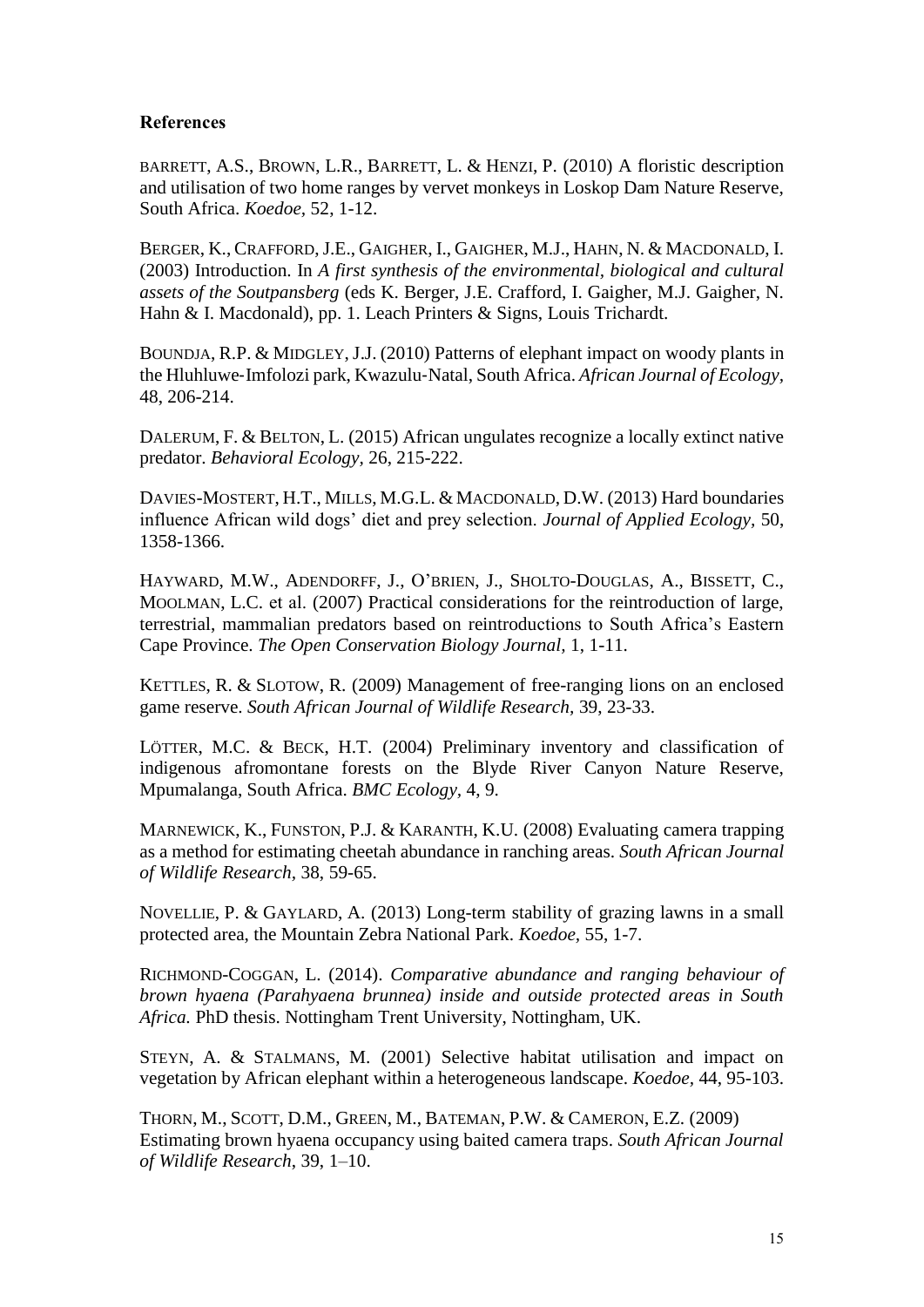## References

BARRETT, A.S., BROWN, L.R., BARRETT, L. & HENZI, P. (2010) A floristic description and utilisation of two home ranges by vervet monkeys in Loskop Dam Nature Reserve, South Africa. *Koedoe,* 52, 1-12.

BERGER, K., CRAFFORD, J.E., GAIGHER, I., GAIGHER, M.J., HAHN, N. & MACDONALD, I. (2003) Introduction. In *A first synthesis of the environmental, biological and cultural assets of the Soutpansberg* (eds K. Berger, J.E. Crafford, I. Gaigher, M.J. Gaigher, N. Hahn & I. Macdonald), pp. 1. Leach Printers & Signs, Louis Trichardt.

BOUNDJA, R.P. & MIDGLEY, J.J. (2010) Patterns of elephant impact on woody plants in the Hluhluwe-Imfolozi park, Kwazulu-Natal, South Africa. *African Journal of Ecology,* 48, 206-214.

DALERUM, F. & BELTON, L. (2015) African ungulates recognize a locally extinct native predator. *Behavioral Ecology,* 26, 215-222.

DAVIES-MOSTERT, H.T., MILLS, M.G.L. & MACDONALD, D.W. (2013) Hard boundaries influence African wild dogs' diet and prey selection. *Journal of Applied Ecology,* 50, 1358-1366.

HAYWARD, M.W., ADENDORFF, J., O'BRIEN, J., SHOLTO-DOUGLAS, A., BISSETT, C., MOOLMAN, L.C. et al. (2007) Practical considerations for the reintroduction of large, terrestrial, mammalian predators based on reintroductions to South Africa's Eastern Cape Province. *The Open Conservation Biology Journal,* 1, 1-11.

KETTLES, R. & SLOTOW, R. (2009) Management of free-ranging lions on an enclosed game reserve. *South African Journal of Wildlife Research,* 39, 23-33.

LÖTTER, M.C. & BECK, H.T. (2004) Preliminary inventory and classification of indigenous afromontane forests on the Blyde River Canyon Nature Reserve, Mpumalanga, South Africa. *BMC Ecology,* 4, 9.

MARNEWICK, K., FUNSTON, P.J. & KARANTH, K.U. (2008) Evaluating camera trapping as a method for estimating cheetah abundance in ranching areas. *South African Journal of Wildlife Research,* 38, 59-65.

NOVELLIE, P. & GAYLARD, A. (2013) Long-term stability of grazing lawns in a small protected area, the Mountain Zebra National Park. *Koedoe,* 55, 1-7.

RICHMOND-COGGAN, L. (2014). *Comparative abundance and ranging behaviour of brown hyaena (Parahyaena brunnea) inside and outside protected areas in South Africa.* PhD thesis. Nottingham Trent University, Nottingham, UK.

STEYN, A. & STALMANS, M. (2001) Selective habitat utilisation and impact on vegetation by African elephant within a heterogeneous landscape. *Koedoe,* 44, 95-103.

THORN, M., SCOTT, D.M., GREEN, M., BATEMAN, P.W. & CAMERON, E.Z. (2009) Estimating brown hyaena occupancy using baited camera traps. *South African Journal of Wildlife Research,* 39, 1–10.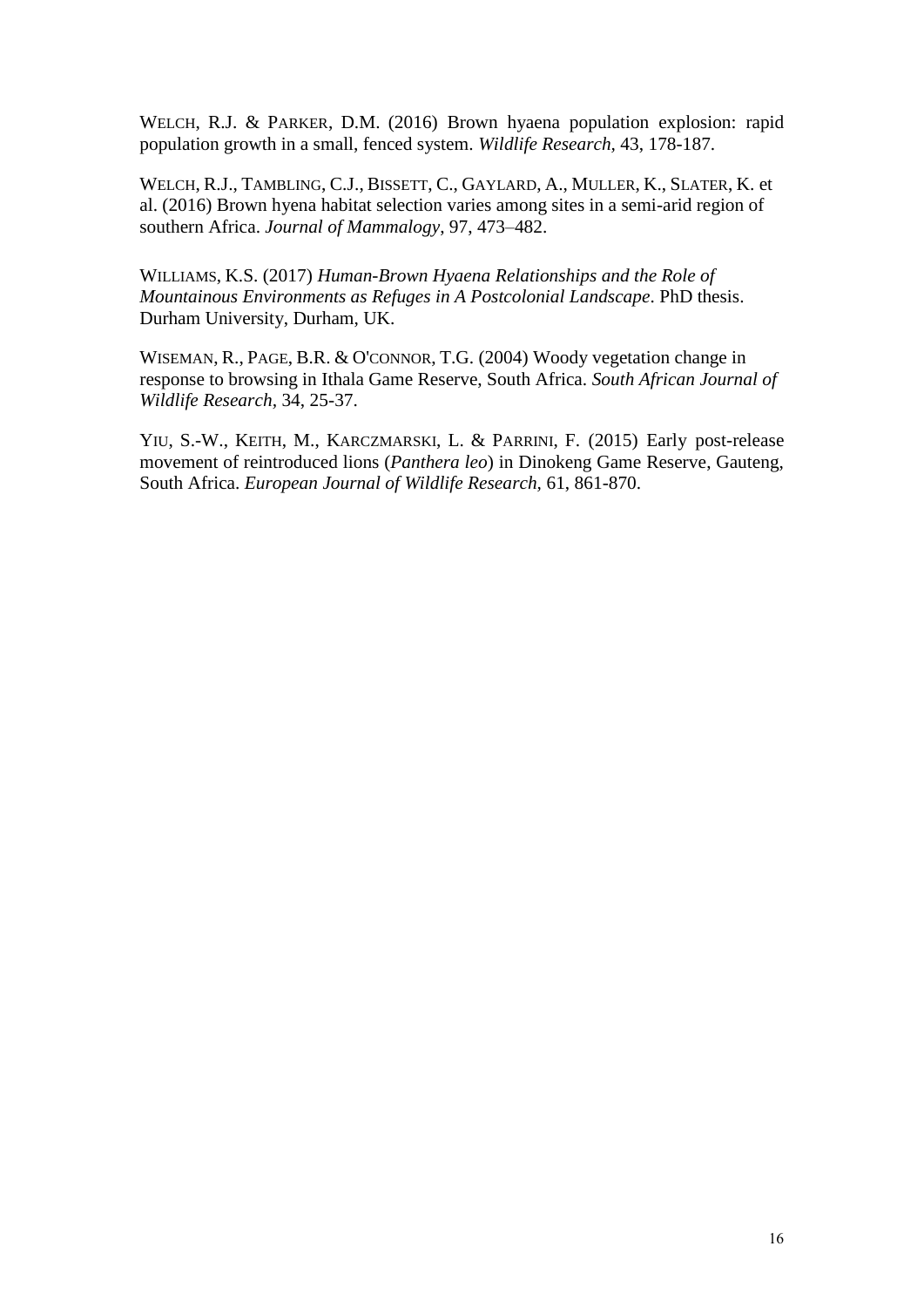WELCH, R.J. & PARKER, D.M. (2016) Brown hyaena population explosion: rapid population growth in a small, fenced system. *Wildlife Research*, 43, 178-187.

WELCH, R.J., TAMBLING, C.J., BISSETT, C., GAYLARD, A., MULLER, K., SLATER, K. et al. (2016) Brown hyena habitat selection varies among sites in a semi-arid region of southern Africa. *Journal of Mammalogy*, 97, 473–482.

WILLIAMS, K.S. (2017) *Human-Brown Hyaena Relationships and the Role of Mountainous Environments as Refuges in A Postcolonial Landscape*. PhD thesis. Durham University, Durham, UK.

WISEMAN, R., PAGE, B.R. & O'CONNOR, T.G. (2004) Woody vegetation change in response to browsing in Ithala Game Reserve, South Africa. *South African Journal of Wildlife Research*, 34, 25-37.

YIU, S.-W., KEITH, M., KARCZMARSKI, L. & PARRINI, F. (2015) Early post-release movement of reintroduced lions (*Panthera leo*) in Dinokeng Game Reserve, Gauteng, South Africa. *European Journal of Wildlife Research*, 61, 861-870.